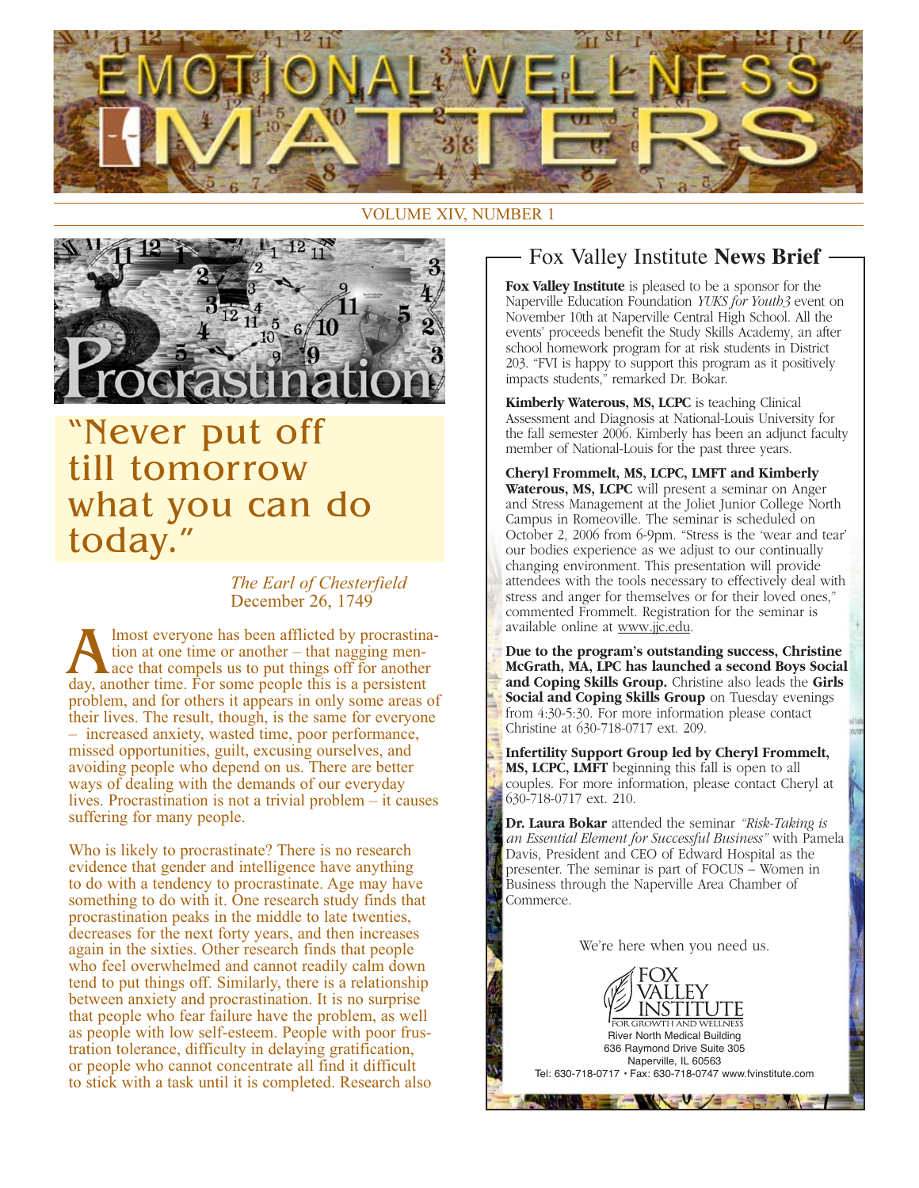# EMOTIONAL WELLNESS MATTERS

VOLUME XIV, NUMBER 1

## Procrastination

### "Never put off till tomorrow what you can do today."

*The Earl of Chesterfield*
December 26, 1749

Almost everyone has been afflicted by procrastination at one time or another – that nagging menace that compels us to put things off for another day, another time. For some people this is a persistent problem, and for others it appears in only some areas of their lives. The result, though, is the same for everyone – increased anxiety, wasted time, poor performance, missed opportunities, guilt, excusing ourselves, and avoiding people who depend on us. There are better ways of dealing with the demands of our everyday lives. Procrastination is not a trivial problem – it causes suffering for many people.

Who is likely to procrastinate? There is no research evidence that gender and intelligence have anything to do with a tendency to procrastinate. Age may have something to do with it. One research study finds that procrastination peaks in the middle to late twenties, decreases for the next forty years, and then increases again in the sixties. Other research finds that people who feel overwhelmed and cannot readily calm down tend to put things off. Similarly, there is a relationship between anxiety and procrastination. It is no surprise that people who fear failure have the problem, as well as people with low self-esteem. People with poor frustration tolerance, difficulty in delaying gratification, or people who cannot concentrate all find it difficult to stick with a task until it is completed. Research also

## Fox Valley Institute **News Brief**

**Fox Valley Institute** is pleased to be a sponsor for the Naperville Education Foundation *YUKS for Youth3* event on November 10th at Naperville Central High School. All the events' proceeds benefit the Study Skills Academy, an after school homework program for at risk students in District 203. "FVI is happy to support this program as it positively impacts students," remarked Dr. Bokar.

**Kimberly Waterous, MS, LCPC** is teaching Clinical Assessment and Diagnosis at National-Louis University for the fall semester 2006. Kimberly has been an adjunct faculty member of National-Louis for the past three years.

**Cheryl Frommelt, MS, LCPC, LMFT and Kimberly Waterous, MS, LCPC** will present a seminar on Anger and Stress Management at the Joliet Junior College North Campus in Romeoville. The seminar is scheduled on October 2, 2006 from 6-9pm. "Stress is the 'wear and tear' our bodies experience as we adjust to our continually changing environment. This presentation will provide attendees with the tools necessary to effectively deal with stress and anger for themselves or for their loved ones," commented Frommelt. Registration for the seminar is available online at www.jjc.edu.

**Due to the program's outstanding success, Christine McGrath, MA, LPC has launched a second Boys Social and Coping Skills Group.** Christine also leads the **Girls Social and Coping Skills Group** on Tuesday evenings from 4:30-5:30. For more information please contact Christine at 630-718-0717 ext. 209.

**Infertility Support Group led by Cheryl Frommelt, MS, LCPC, LMFT** beginning this fall is open to all couples. For more information, please contact Cheryl at 630-718-0717 ext. 210.

**Dr. Laura Bokar** attended the seminar *"Risk-Taking is an Essential Element for Successful Business"* with Pamela Davis, President and CEO of Edward Hospital as the presenter. The seminar is part of FOCUS – Women in Business through the Naperville Area Chamber of Commerce.

We're here when you need us.

FOX VALLEY INSTITUTE
FOR GROWTH AND WELLNESS
River North Medical Building
636 Raymond Drive Suite 305
Naperville, IL 60563
Tel: 630-718-0717 • Fax: 630-718-0747 www.fvinstitute.com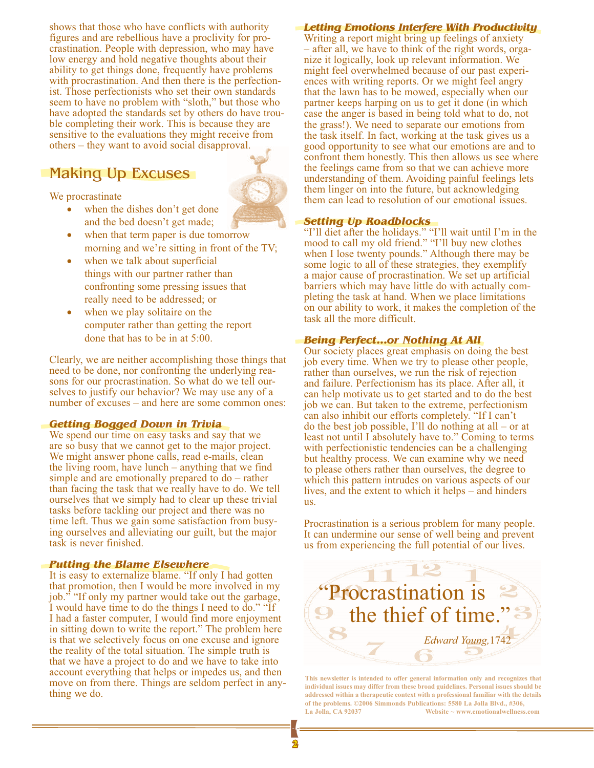shows that those who have conflicts with authority figures and are rebellious have a proclivity for procrastination. People with depression, who may have low energy and hold negative thoughts about their ability to get things done, frequently have problems with procrastination. And then there is the perfectionist. Those perfectionists who set their own standards seem to have no problem with "sloth," but those who have adopted the standards set by others do have trouble completing their work. This is because they are sensitive to the evaluations they might receive from others – they want to avoid social disapproval.

## Making Up Excuses

We procrastinate

- when the dishes don't get done and the bed doesn't get made;
- when that term paper is due tomorrow morning and we're sitting in front of the TV;
- when we talk about superficial things with our partner rather than confronting some pressing issues that really need to be addressed; or
- when we play solitaire on the computer rather than getting the report done that has to be in at 5:00.

Clearly, we are neither accomplishing those things that need to be done, nor confronting the underlying reasons for our procrastination. So what do we tell ourselves to justify our behavior? We may use any of a number of excuses – and here are some common ones:

### *Getting Bogged Down in Trivia*

We spend our time on easy tasks and say that we are so busy that we cannot get to the major project. We might answer phone calls, read e-mails, clean the living room, have lunch – anything that we find simple and are emotionally prepared to do – rather than facing the task that we really have to do. We tell ourselves that we simply had to clear up these trivial tasks before tackling our project and there was no time left. Thus we gain some satisfaction from busying ourselves and alleviating our guilt, but the major task is never finished.

### *Putting the Blame Elsewhere*

It is easy to externalize blame. "If only I had gotten that promotion, then I would be more involved in my job." "If only my partner would take out the garbage, I would have time to do the things I need to do." "If I had a faster computer, I would find more enjoyment in sitting down to write the report." The problem here is that we selectively focus on one excuse and ignore the reality of the total situation. The simple truth is that we have a project to do and we have to take into account everything that helps or impedes us, and then move on from there. Things are seldom perfect in anything we do.

### *Letting Emotions Interfere With Productivity*

Writing a report might bring up feelings of anxiety – after all, we have to think of the right words, organize it logically, look up relevant information. We might feel overwhelmed because of our past experiences with writing reports. Or we might feel angry that the lawn has to be mowed, especially when our partner keeps harping on us to get it done (in which case the anger is based in being told what to do, not the grass!). We need to separate our emotions from the task itself. In fact, working at the task gives us a good opportunity to see what our emotions are and to confront them honestly. This then allows us see where the feelings came from so that we can achieve more understanding of them. Avoiding painful feelings lets them linger on into the future, but acknowledging them can lead to resolution of our emotional issues.

### *Setting Up Roadblocks*

"I'll diet after the holidays." "I'll wait until I'm in the mood to call my old friend." "I'll buy new clothes when I lose twenty pounds." Although there may be some logic to all of these strategies, they exemplify a major cause of procrastination. We set up artificial barriers which may have little do with actually completing the task at hand. When we place limitations on our ability to work, it makes the completion of the task all the more difficult.

### *Being Perfect...or Nothing At All*

Our society places great emphasis on doing the best job every time. When we try to please other people, rather than ourselves, we run the risk of rejection and failure. Perfectionism has its place. After all, it can help motivate us to get started and to do the best job we can. But taken to the extreme, perfectionism can also inhibit our efforts completely. "If I can't do the best job possible, I'll do nothing at all – or at least not until I absolutely have to." Coming to terms with perfectionistic tendencies can be a challenging but healthy process. We can examine why we need to please others rather than ourselves, the degree to which this pattern intrudes on various aspects of our lives, and the extent to which it helps – and hinders us.

Procrastination is a serious problem for many people. It can undermine our sense of well being and prevent us from experiencing the full potential of our lives.

> "Procrastination is the thief of time."
>
> *Edward Young*, 1742

**This newsletter is intended to offer general information only and recognizes that individual issues may differ from these broad guidelines. Personal issues should be addressed within a therapeutic context with a professional familiar with the details of the problems. ©2006 Simmonds Publications: 5580 La Jolla Blvd., #306, La Jolla, CA 92037 Website ~ www.emotionalwellness.com**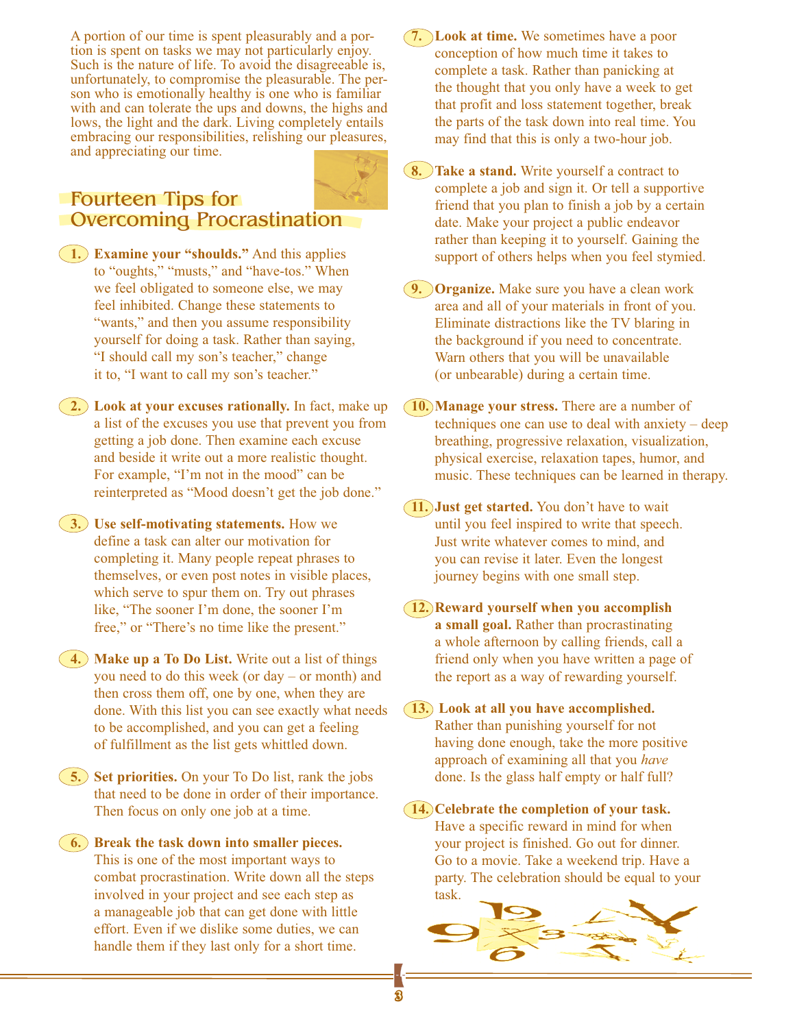A portion of our time is spent pleasurably and a portion is spent on tasks we may not particularly enjoy. Such is the nature of life. To avoid the disagreeable is, unfortunately, to compromise the pleasurable. The person who is emotionally healthy is one who is familiar with and can tolerate the ups and downs, the highs and lows, the light and the dark. Living completely entails embracing our responsibilities, relishing our pleasures, and appreciating our time.

## Fourteen Tips for Overcoming Procrastination

1. **Examine your "shoulds."** And this applies to "oughts," "musts," and "have-tos." When we feel obligated to someone else, we may feel inhibited. Change these statements to "wants," and then you assume responsibility yourself for doing a task. Rather than saying, "I should call my son's teacher," change it to, "I want to call my son's teacher."

2. **Look at your excuses rationally.** In fact, make up a list of the excuses you use that prevent you from getting a job done. Then examine each excuse and beside it write out a more realistic thought. For example, "I'm not in the mood" can be reinterpreted as "Mood doesn't get the job done."

3. **Use self-motivating statements.** How we define a task can alter our motivation for completing it. Many people repeat phrases to themselves, or even post notes in visible places, which serve to spur them on. Try out phrases like, "The sooner I'm done, the sooner I'm free," or "There's no time like the present."

4. **Make up a To Do List.** Write out a list of things you need to do this week (or day – or month) and then cross them off, one by one, when they are done. With this list you can see exactly what needs to be accomplished, and you can get a feeling of fulfillment as the list gets whittled down.

5. **Set priorities.** On your To Do list, rank the jobs that need to be done in order of their importance. Then focus on only one job at a time.

6. **Break the task down into smaller pieces.** This is one of the most important ways to combat procrastination. Write down all the steps involved in your project and see each step as a manageable job that can get done with little effort. Even if we dislike some duties, we can handle them if they last only for a short time.

7. **Look at time.** We sometimes have a poor conception of how much time it takes to complete a task. Rather than panicking at the thought that you only have a week to get that profit and loss statement together, break the parts of the task down into real time. You may find that this is only a two-hour job.

8. **Take a stand.** Write yourself a contract to complete a job and sign it. Or tell a supportive friend that you plan to finish a job by a certain date. Make your project a public endeavor rather than keeping it to yourself. Gaining the support of others helps when you feel stymied.

9. **Organize.** Make sure you have a clean work area and all of your materials in front of you. Eliminate distractions like the TV blaring in the background if you need to concentrate. Warn others that you will be unavailable (or unbearable) during a certain time.

10. **Manage your stress.** There are a number of techniques one can use to deal with anxiety – deep breathing, progressive relaxation, visualization, physical exercise, relaxation tapes, humor, and music. These techniques can be learned in therapy.

11. **Just get started.** You don't have to wait until you feel inspired to write that speech. Just write whatever comes to mind, and you can revise it later. Even the longest journey begins with one small step.

12. **Reward yourself when you accomplish a small goal.** Rather than procrastinating a whole afternoon by calling friends, call a friend only when you have written a page of the report as a way of rewarding yourself.

13. **Look at all you have accomplished.** Rather than punishing yourself for not having done enough, take the more positive approach of examining all that you *have* done. Is the glass half empty or half full?

14. **Celebrate the completion of your task.** Have a specific reward in mind for when your project is finished. Go out for dinner. Go to a movie. Take a weekend trip. Have a party. The celebration should be equal to your task.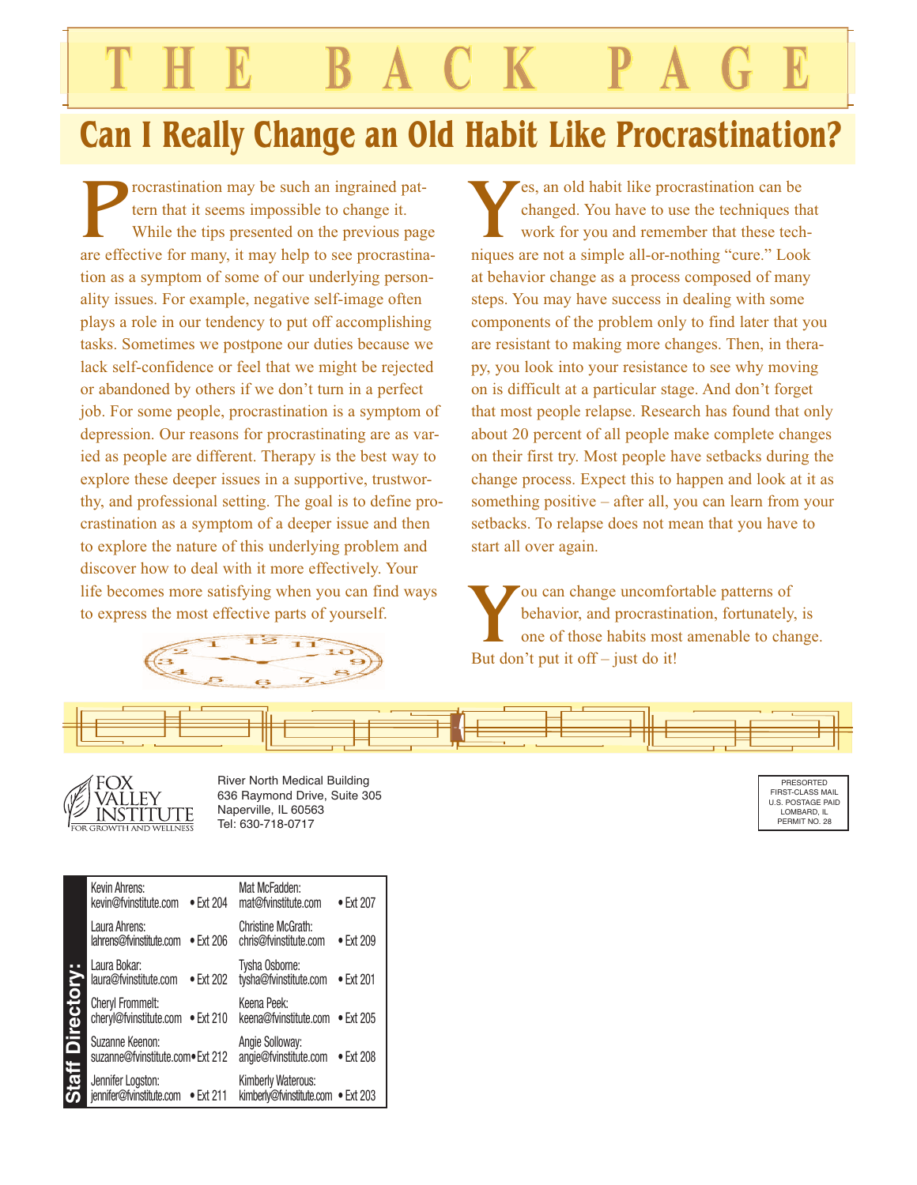# THE BACK PAGE

## Can I Really Change an Old Habit Like Procrastination?

Procrastination may be such an ingrained pattern that it seems impossible to change it. While the tips presented on the previous page are effective for many, it may help to see procrastination as a symptom of some of our underlying personality issues. For example, negative self-image often plays a role in our tendency to put off accomplishing tasks. Sometimes we postpone our duties because we lack self-confidence or feel that we might be rejected or abandoned by others if we don't turn in a perfect job. For some people, procrastination is a symptom of depression. Our reasons for procrastinating are as varied as people are different. Therapy is the best way to explore these deeper issues in a supportive, trustworthy, and professional setting. The goal is to define procrastination as a symptom of a deeper issue and then to explore the nature of this underlying problem and discover how to deal with it more effectively. Your life becomes more satisfying when you can find ways to express the most effective parts of yourself.

Yes, an old habit like procrastination can be changed. You have to use the techniques that work for you and remember that these techniques are not a simple all-or-nothing "cure." Look at behavior change as a process composed of many steps. You may have success in dealing with some components of the problem only to find later that you are resistant to making more changes. Then, in therapy, you look into your resistance to see why moving on is difficult at a particular stage. And don't forget that most people relapse. Research has found that only about 20 percent of all people make complete changes on their first try. Most people have setbacks during the change process. Expect this to happen and look at it as something positive – after all, you can learn from your setbacks. To relapse does not mean that you have to start all over again.

You can change uncomfortable patterns of behavior, and procrastination, fortunately, is one of those habits most amenable to change. But don't put it off – just do it!

FOX VALLEY INSTITUTE
FOR GROWTH AND WELLNESS

River North Medical Building
636 Raymond Drive, Suite 305
Naperville, IL 60563
Tel: 630-718-0717

PRESORTED
FIRST-CLASS MAIL
U.S. POSTAGE PAID
LOMBARD, IL
PERMIT NO. 28

**Staff Directory:**

| | | | |
|---|---|---|---|
| Kevin Ahrens: kevin@fvinstitute.com | • Ext 204 | Mat McFadden: mat@fvinstitute.com | • Ext 207 |
| Laura Ahrens: lahrens@fvinstitute.com | • Ext 206 | Christine McGrath: chris@fvinstitute.com | • Ext 209 |
| Laura Bokar: laura@fvinstitute.com | • Ext 202 | Tysha Osborne: tysha@fvinstitute.com | • Ext 201 |
| Cheryl Frommelt: cheryl@fvinstitute.com | • Ext 210 | Keena Peek: keena@fvinstitute.com | • Ext 205 |
| Suzanne Keenon: suzanne@fvinstitute.com | • Ext 212 | Angie Solloway: angie@fvinstitute.com | • Ext 208 |
| Jennifer Logston: jennifer@fvinstitute.com | • Ext 211 | Kimberly Waterous: kimberly@fvinstitute.com | • Ext 203 |